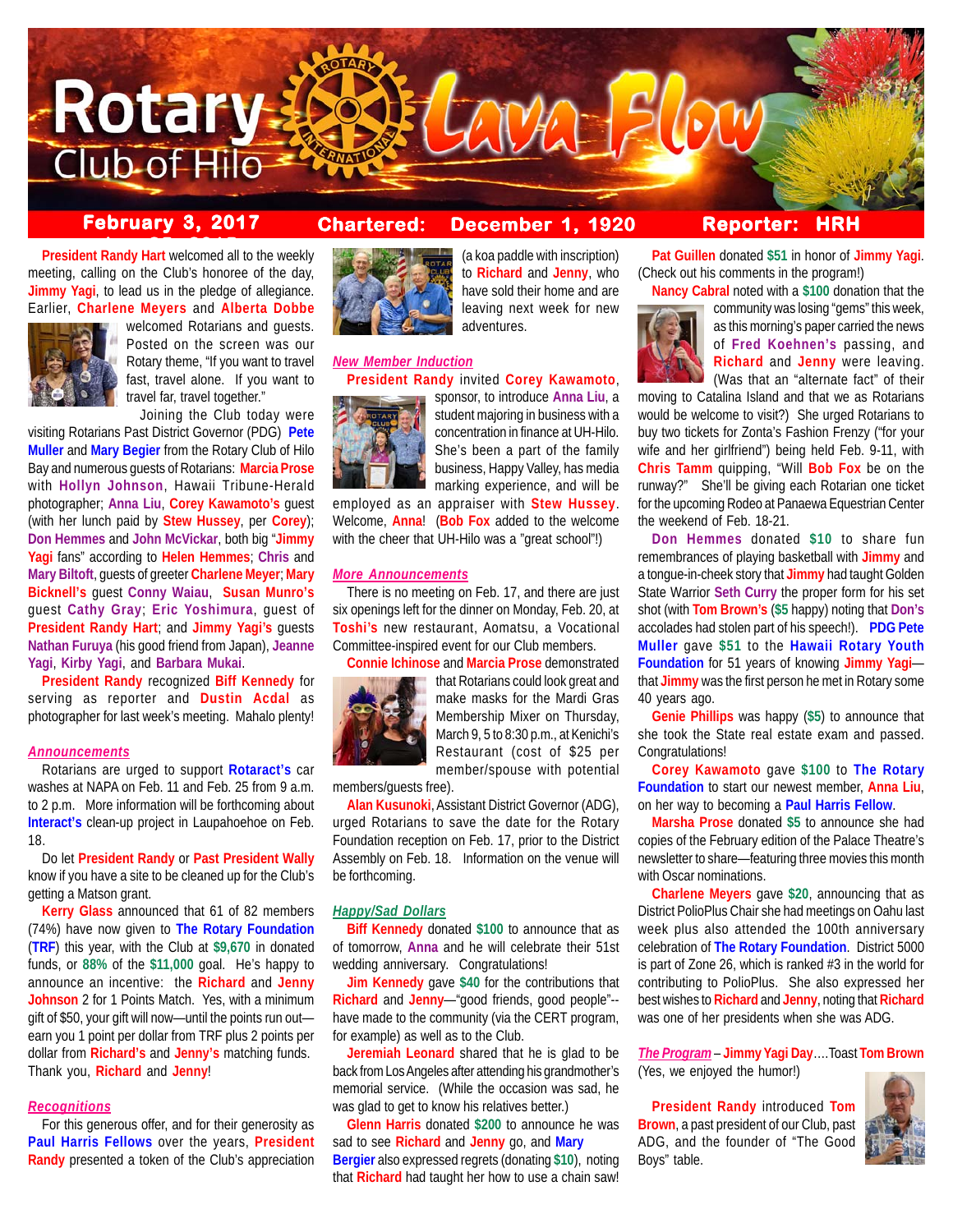# Rotary Club of Hilo — Lava Flow

**February 3, 2017** **Chartered: December 1, 1920** **Reporter: HRH**

President Randy Hart welcomed all to the weekly meeting, calling on the Club's honoree of the day, Jimmy Yagi, to lead us in the pledge of allegiance. Earlier, Charlene Meyers and Alberta Dobbe welcomed Rotarians and guests. Posted on the screen was our Rotary theme, "If you want to travel fast, travel alone. If you want to travel far, travel together."

Joining the Club today were visiting Rotarians Past District Governor (PDG) Pete Muller and Mary Begier from the Rotary Club of Hilo Bay and numerous guests of Rotarians: Marcia Prose with Hollyn Johnson, Hawaii Tribune-Herald photographer; Anna Liu, Corey Kawamoto's guest (with her lunch paid by Stew Hussey, per Corey); Don Hemmes and John McVickar, both big "Jimmy Yagi fans" according to Helen Hemmes; Chris and Mary Biltoft, guests of greeter Charlene Meyer; Mary Bicknell's guest Conny Waiau, Susan Munro's guest Cathy Gray; Eric Yoshimura, guest of President Randy Hart; and Jimmy Yagi's guests Nathan Furuya (his good friend from Japan), Jeanne Yagi, Kirby Yagi, and Barbara Mukai.

President Randy recognized Biff Kennedy for serving as reporter and Dustin Acdal as photographer for last week's meeting. Mahalo plenty!

## *Announcements*

Rotarians are urged to support Rotaract's car washes at NAPA on Feb. 11 and Feb. 25 from 9 a.m. to 2 p.m. More information will be forthcoming about Interact's clean-up project in Laupahoehoe on Feb. 18.

Do let President Randy or Past President Wally know if you have a site to be cleaned up for the Club's getting a Matson grant.

Kerry Glass announced that 61 of 82 members (74%) have now given to The Rotary Foundation (TRF) this year, with the Club at $9,670 in donated funds, or 88% of the $11,000 goal. He's happy to announce an incentive: the Richard and Jenny Johnson 2 for 1 Points Match. Yes, with a minimum gift of $50, your gift will now—until the points run out—earn you 1 point per dollar from TRF plus 2 points per dollar from Richard's and Jenny's matching funds. Thank you, Richard and Jenny!

## *Recognitions*

For this generous offer, and for their generosity as Paul Harris Fellows over the years, President Randy presented a token of the Club's appreciation (a koa paddle with inscription) to Richard and Jenny, who have sold their home and are leaving next week for new adventures.

## *New Member Induction*

President Randy invited Corey Kawamoto, sponsor, to introduce Anna Liu, a student majoring in business with a concentration in finance at UH-Hilo. She's been a part of the family business, Happy Valley, has media marketing experience, and will be employed as an appraiser with Stew Hussey. Welcome, Anna! (Bob Fox added to the welcome with the cheer that UH-Hilo was a "great school"!)

## *More Announcements*

There is no meeting on Feb. 17, and there are just six openings left for the dinner on Monday, Feb. 20, at Toshi's new restaurant, Aomatsu, a Vocational Committee-inspired event for our Club members.

Connie Ichinose and Marcia Prose demonstrated that Rotarians could look great and make masks for the Mardi Gras Membership Mixer on Thursday, March 9, 5 to 8:30 p.m., at Kenichi's Restaurant (cost of $25 per member/spouse with potential members/guests free).

Alan Kusunoki, Assistant District Governor (ADG), urged Rotarians to save the date for the Rotary Foundation reception on Feb. 17, prior to the District Assembly on Feb. 18. Information on the venue will be forthcoming.

## *Happy/Sad Dollars*

Biff Kennedy donated $100 to announce that as of tomorrow, Anna and he will celebrate their 51st wedding anniversary. Congratulations!

Jim Kennedy gave $40 for the contributions that Richard and Jenny—"good friends, good people"--have made to the community (via the CERT program, for example) as well as to the Club.

Jeremiah Leonard shared that he is glad to be back from Los Angeles after attending his grandmother's memorial service. (While the occasion was sad, he was glad to get to know his relatives better.)

Glenn Harris donated $200 to announce he was sad to see Richard and Jenny go, and Mary Bergier also expressed regrets (donating $10), noting that Richard had taught her how to use a chain saw!

Pat Guillen donated $51 in honor of Jimmy Yagi. (Check out his comments in the program!)

Nancy Cabral noted with a $100 donation that the community was losing "gems" this week, as this morning's paper carried the news of Fred Koehnen's passing, and Richard and Jenny were leaving. (Was that an "alternate fact" of their moving to Catalina Island and that we as Rotarians would be welcome to visit?) She urged Rotarians to buy two tickets for Zonta's Fashion Frenzy ("for your wife and her girlfriend") being held Feb. 9-11, with Chris Tamm quipping, "Will Bob Fox be on the runway?" She'll be giving each Rotarian one ticket for the upcoming Rodeo at Panaewa Equestrian Center the weekend of Feb. 18-21.

Don Hemmes donated $10 to share fun remembrances of playing basketball with Jimmy and a tongue-in-cheek story that Jimmy had taught Golden State Warrior Seth Curry the proper form for his set shot (with Tom Brown's ($5 happy) noting that Don's accolades had stolen part of his speech!). PDG Pete Muller gave $51 to the Hawaii Rotary Youth Foundation for 51 years of knowing Jimmy Yagi—that Jimmy was the first person he met in Rotary some 40 years ago.

Genie Phillips was happy ($5) to announce that she took the State real estate exam and passed. Congratulations!

Corey Kawamoto gave $100 to The Rotary Foundation to start our newest member, Anna Liu, on her way to becoming a Paul Harris Fellow.

Marsha Prose donated $5 to announce she had copies of the February edition of the Palace Theatre's newsletter to share—featuring three movies this month with Oscar nominations.

Charlene Meyers gave $20, announcing that as District PolioPlus Chair she had meetings on Oahu last week plus also attended the 100th anniversary celebration of The Rotary Foundation. District 5000 is part of Zone 26, which is ranked #3 in the world for contributing to PolioPlus. She also expressed her best wishes to Richard and Jenny, noting that Richard was one of her presidents when she was ADG.

## *The Program* – Jimmy Yagi Day….Toast Tom Brown

(Yes, we enjoyed the humor!)

President Randy introduced Tom Brown, a past president of our Club, past ADG, and the founder of "The Good Boys" table.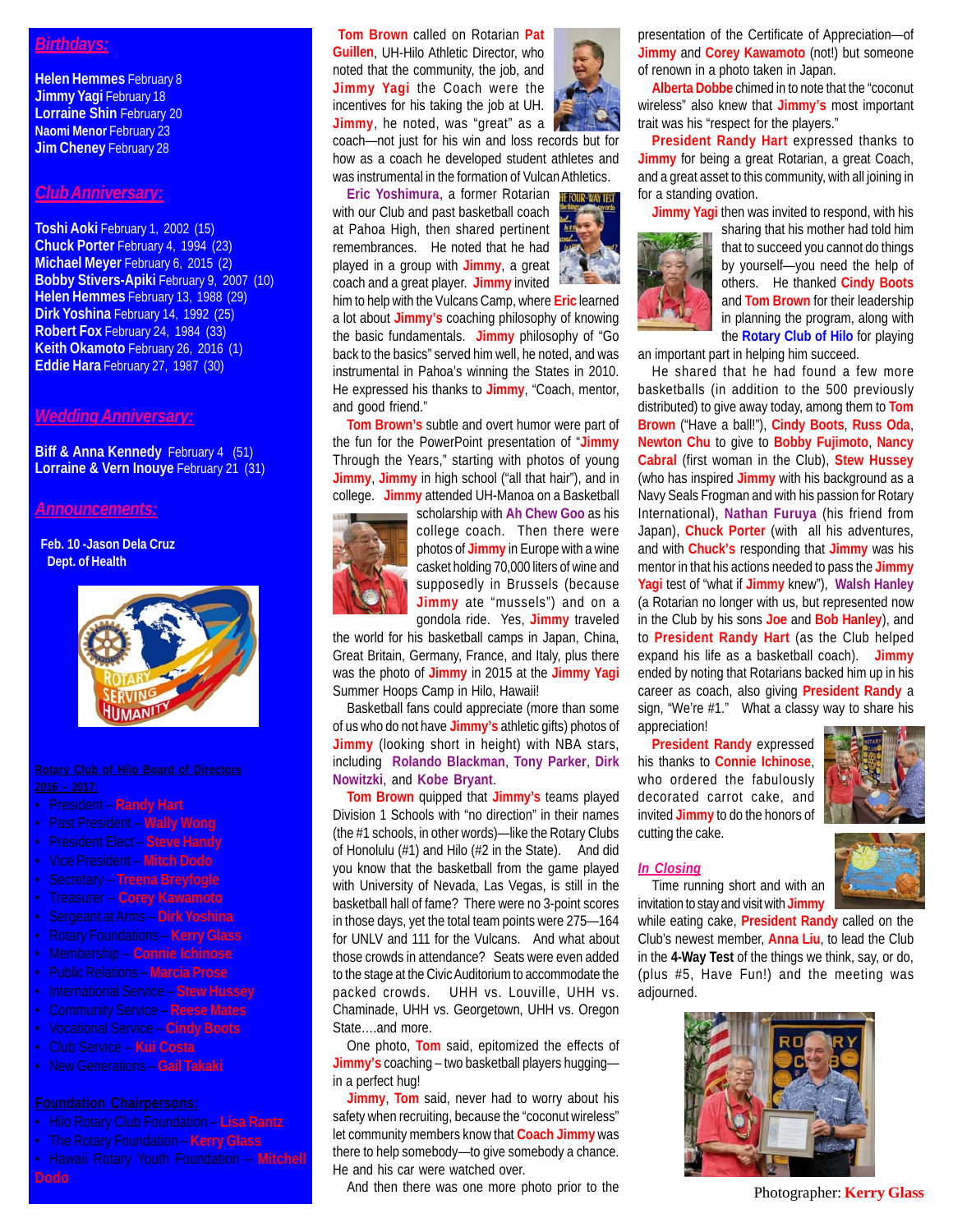## *Birthdays:*

**Helen Hemmes** February 8
**Jimmy Yagi** February 18
**Lorraine Shin** February 20
**Naomi Menor** February 23
**Jim Cheney** February 28

## *Club Anniversary:*

**Toshi Aoki** February 1, 2002 (15)
**Chuck Porter** February 4, 1994 (23)
**Michael Meyer** February 6, 2015 (2)
**Bobby Stivers-Apiki** February 9, 2007 (10)
**Helen Hemmes** February 13, 1988 (29)
**Dirk Yoshina** February 14, 1992 (25)
**Robert Fox** February 24, 1984 (33)
**Keith Okamoto** February 26, 2016 (1)
**Eddie Hara** February 27, 1987 (30)

## *Wedding Anniversary:*

**Biff & Anna Kennedy** February 4 (51)
**Lorraine & Vern Inouye** February 21 (31)

## *Announcements:*

**Feb. 10 -Jason Dela Cruz**
**Dept. of Health**

**Rotary Club of Hilo Board of Directors 2016 – 2017:**

- President – **Randy Hart**
- Past President – **Wally Wong**
- President Elect – **Steve Handy**
- Vice President – **Mitch Dodo**
- Secretary – **Treena Breyfogle**
- Treasurer – **Corey Kawamoto**
- Sergeant at Arms – **Dirk Yoshina**
- Rotary Foundations – **Kerry Glass**
- Membership – **Connie Ichinose**
- Public Relations – **Marcia Prose**
- International Service – **Stew Hussey**
- Community Service – **Reese Mates**
- Vocational Service – **Cindy Boots**
- Club Service – **Kui Costa**
- New Generations – **Gail Takaki**

**Foundation Chairpersons:**

- Hilo Rotary Club Foundation – **Lisa Rantz**
- The Rotary Foundation – **Kerry Glass**
- Hawaii Rotary Youth Foundation – **Mitchell Dodo**

**Tom Brown** called on Rotarian **Pat Guillen**, UH-Hilo Athletic Director, who noted that the community, the job, and **Jimmy Yagi** the Coach were the incentives for his taking the job at UH. **Jimmy**, he noted, was "great" as a coach—not just for his win and loss records but for how as a coach he developed student athletes and was instrumental in the formation of Vulcan Athletics.

**Eric Yoshimura**, a former Rotarian with our Club and past basketball coach at Pahoa High, then shared pertinent remembrances. He noted that he had played in a group with **Jimmy**, a great coach and a great player. **Jimmy** invited him to help with the Vulcans Camp, where **Eric** learned a lot about **Jimmy's** coaching philosophy of knowing the basic fundamentals. **Jimmy** philosophy of "Go back to the basics" served him well, he noted, and was instrumental in Pahoa's winning the States in 2010. He expressed his thanks to **Jimmy**, "Coach, mentor, and good friend."

**Tom Brown's** subtle and overt humor were part of the fun for the PowerPoint presentation of "**Jimmy** Through the Years," starting with photos of young **Jimmy**, **Jimmy** in high school ("all that hair"), and in college. **Jimmy** attended UH-Manoa on a Basketball scholarship with **Ah Chew Goo** as his college coach. Then there were photos of **Jimmy** in Europe with a wine casket holding 70,000 liters of wine and supposedly in Brussels (because **Jimmy** ate "mussels") and on a gondola ride. Yes, **Jimmy** traveled the world for his basketball camps in Japan, China, Great Britain, Germany, France, and Italy, plus there was the photo of **Jimmy** in 2015 at the **Jimmy Yagi** Summer Hoops Camp in Hilo, Hawaii!

Basketball fans could appreciate (more than some of us who do not have **Jimmy's** athletic gifts) photos of **Jimmy** (looking short in height) with NBA stars, including **Rolando Blackman**, **Tony Parker**, **Dirk Nowitzki**, and **Kobe Bryant**.

**Tom Brown** quipped that **Jimmy's** teams played Division 1 Schools with "no direction" in their names (the #1 schools, in other words)—like the Rotary Clubs of Honolulu (#1) and Hilo (#2 in the State). And did you know that the basketball from the game played with University of Nevada, Las Vegas, is still in the basketball hall of fame? There were no 3-point scores in those days, yet the total team points were 275—164 for UNLV and 111 for the Vulcans. And what about those crowds in attendance? Seats were even added to the stage at the Civic Auditorium to accommodate the packed crowds. UHH vs. Louville, UHH vs. Chaminade, UHH vs. Georgetown, UHH vs. Oregon State….and more.

One photo, **Tom** said, epitomized the effects of **Jimmy's** coaching – two basketball players hugging—in a perfect hug!

**Jimmy**, **Tom** said, never had to worry about his safety when recruiting, because the "coconut wireless" let community members know that **Coach Jimmy** was there to help somebody—to give somebody a chance. He and his car were watched over.

And then there was one more photo prior to the presentation of the Certificate of Appreciation—of **Jimmy** and **Corey Kawamoto** (not!) but someone of renown in a photo taken in Japan.

**Alberta Dobbe** chimed in to note that the "coconut wireless" also knew that **Jimmy's** most important trait was his "respect for the players."

**President Randy Hart** expressed thanks to **Jimmy** for being a great Rotarian, a great Coach, and a great asset to this community, with all joining in for a standing ovation.

**Jimmy Yagi** then was invited to respond, with his sharing that his mother had told him that to succeed you cannot do things by yourself—you need the help of others. He thanked **Cindy Boots** and **Tom Brown** for their leadership in planning the program, along with the **Rotary Club of Hilo** for playing an important part in helping him succeed.

He shared that he had found a few more basketballs (in addition to the 500 previously distributed) to give away today, among them to **Tom Brown** ("Have a ball!"), **Cindy Boots**, **Russ Oda**, **Newton Chu** to give to **Bobby Fujimoto**, **Nancy Cabral** (first woman in the Club), **Stew Hussey** (who has inspired **Jimmy** with his background as a Navy Seals Frogman and with his passion for Rotary International), **Nathan Furuya** (his friend from Japan), **Chuck Porter** (with all his adventures, and with **Chuck's** responding that **Jimmy** was his mentor in that his actions needed to pass the **Jimmy Yagi** test of "what if **Jimmy** knew"), **Walsh Hanley** (a Rotarian no longer with us, but represented now in the Club by his sons **Joe** and **Bob Hanley**), and to **President Randy Hart** (as the Club helped expand his life as a basketball coach). **Jimmy** ended by noting that Rotarians backed him up in his career as coach, also giving **President Randy** a sign, "We're #1." What a classy way to share his appreciation!

**President Randy** expressed his thanks to **Connie Ichinose**, who ordered the fabulously decorated carrot cake, and invited **Jimmy** to do the honors of cutting the cake.

### *In Closing*

Time running short and with an invitation to stay and visit with **Jimmy** while eating cake, **President Randy** called on the Club's newest member, **Anna Liu**, to lead the Club in the **4-Way Test** of the things we think, say, or do, (plus #5, Have Fun!) and the meeting was adjourned.

Photographer: **Kerry Glass**